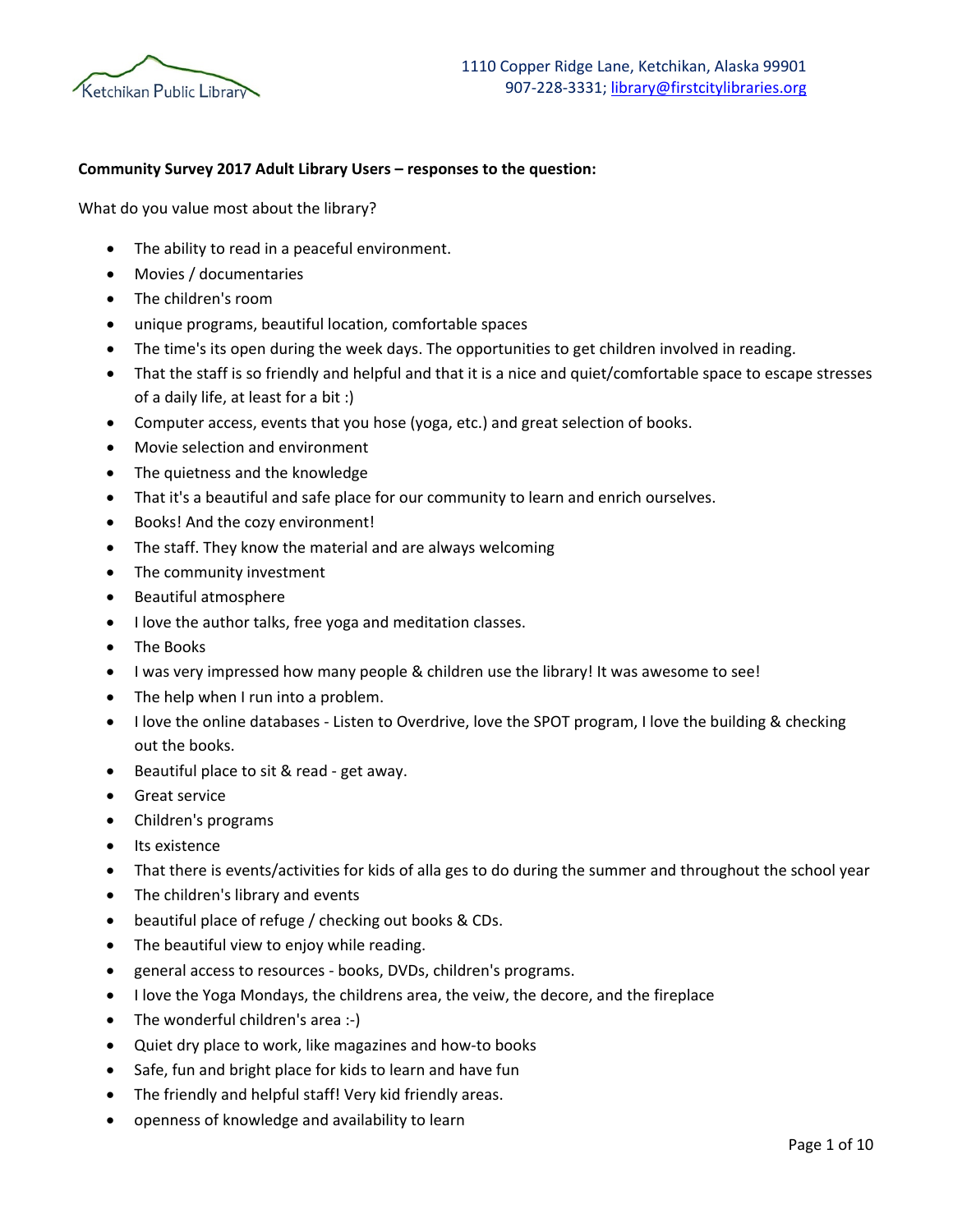Ketchikan Public Library

1110 Copper Ridge Lane, Ketchikan, Alaska 99901
907-228-3331; library@firstcitylibraries.org

**Community Survey 2017 Adult Library Users – responses to the question:**

What do you value most about the library?

- The ability to read in a peaceful environment.
- Movies / documentaries
- The children's room
- unique programs, beautiful location, comfortable spaces
- The time's its open during the week days. The opportunities to get children involved in reading.
- That the staff is so friendly and helpful and that it is a nice and quiet/comfortable space to escape stresses of a daily life, at least for a bit :)
- Computer access, events that you hose (yoga, etc.) and great selection of books.
- Movie selection and environment
- The quietness and the knowledge
- That it's a beautiful and safe place for our community to learn and enrich ourselves.
- Books! And the cozy environment!
- The staff. They know the material and are always welcoming
- The community investment
- Beautiful atmosphere
- I love the author talks, free yoga and meditation classes.
- The Books
- I was very impressed how many people & children use the library! It was awesome to see!
- The help when I run into a problem.
- I love the online databases - Listen to Overdrive, love the SPOT program, I love the building & checking out the books.
- Beautiful place to sit & read - get away.
- Great service
- Children's programs
- Its existence
- That there is events/activities for kids of alla ges to do during the summer and throughout the school year
- The children's library and events
- beautiful place of refuge / checking out books & CDs.
- The beautiful view to enjoy while reading.
- general access to resources - books, DVDs, children's programs.
- I love the Yoga Mondays, the childrens area, the veiw, the decore, and the fireplace
- The wonderful children's area :-)
- Quiet dry place to work, like magazines and how-to books
- Safe, fun and bright place for kids to learn and have fun
- The friendly and helpful staff! Very kid friendly areas.
- openness of knowledge and availability to learn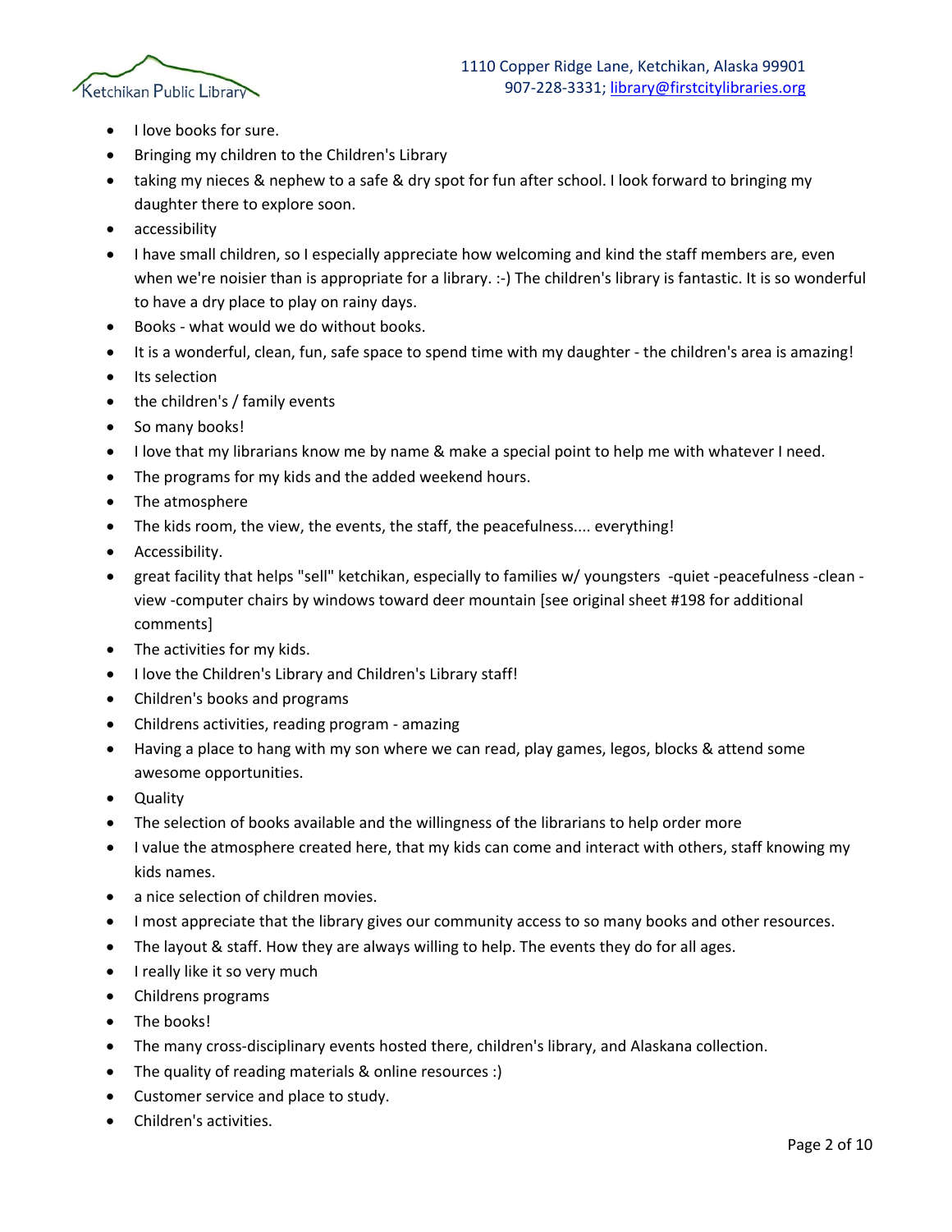- I love books for sure.
- Bringing my children to the Children's Library
- taking my nieces & nephew to a safe & dry spot for fun after school. I look forward to bringing my daughter there to explore soon.
- accessibility
- I have small children, so I especially appreciate how welcoming and kind the staff members are, even when we're noisier than is appropriate for a library. :-) The children's library is fantastic. It is so wonderful to have a dry place to play on rainy days.
- Books - what would we do without books.
- It is a wonderful, clean, fun, safe space to spend time with my daughter - the children's area is amazing!
- Its selection
- the children's / family events
- So many books!
- I love that my librarians know me by name & make a special point to help me with whatever I need.
- The programs for my kids and the added weekend hours.
- The atmosphere
- The kids room, the view, the events, the staff, the peacefulness.... everything!
- Accessibility.
- great facility that helps "sell" ketchikan, especially to families w/ youngsters -quiet -peacefulness -clean -view -computer chairs by windows toward deer mountain [see original sheet #198 for additional comments]
- The activities for my kids.
- I love the Children's Library and Children's Library staff!
- Children's books and programs
- Childrens activities, reading program - amazing
- Having a place to hang with my son where we can read, play games, legos, blocks & attend some awesome opportunities.
- Quality
- The selection of books available and the willingness of the librarians to help order more
- I value the atmosphere created here, that my kids can come and interact with others, staff knowing my kids names.
- a nice selection of children movies.
- I most appreciate that the library gives our community access to so many books and other resources.
- The layout & staff. How they are always willing to help. The events they do for all ages.
- I really like it so very much
- Childrens programs
- The books!
- The many cross-disciplinary events hosted there, children's library, and Alaskana collection.
- The quality of reading materials & online resources :)
- Customer service and place to study.
- Children's activities.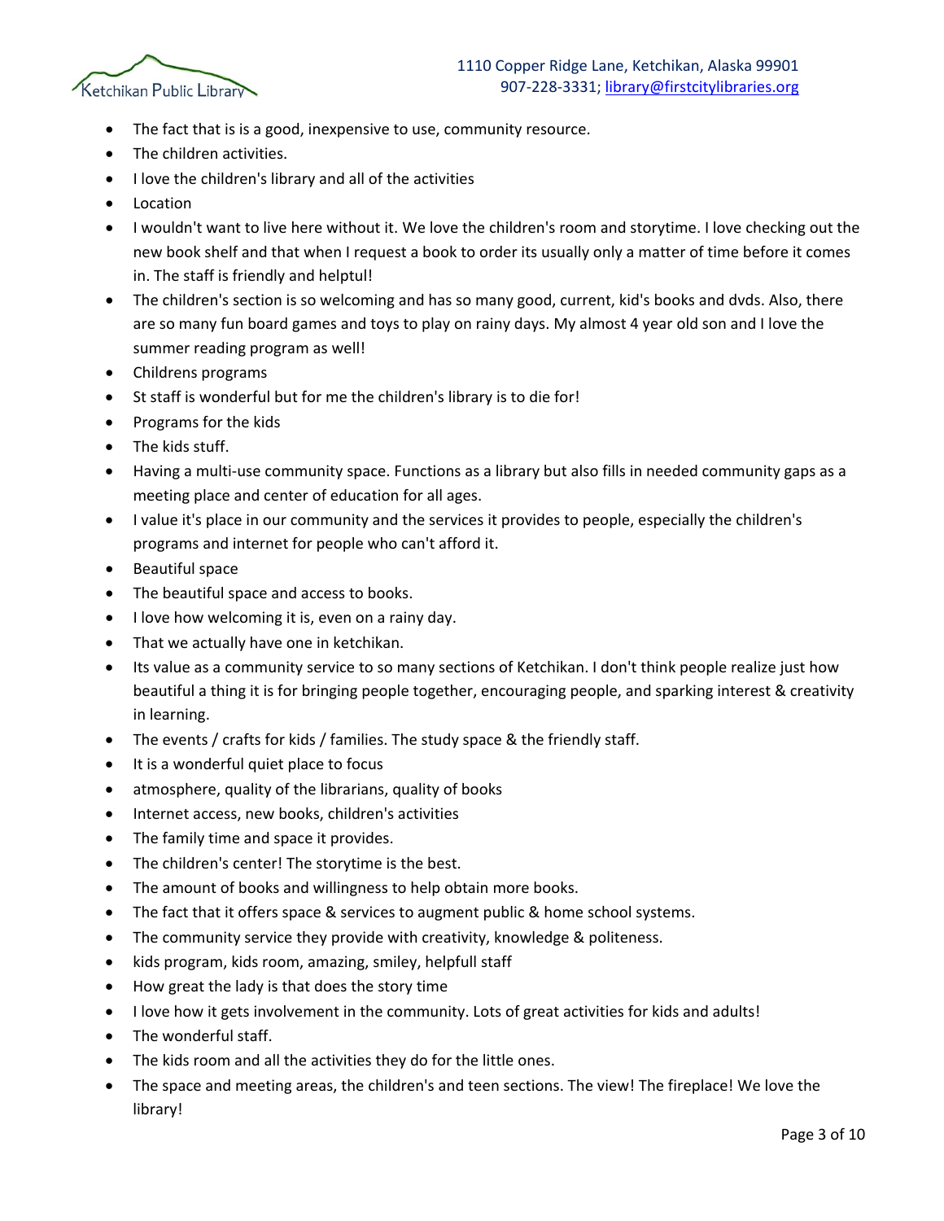- The fact that is is a good, inexpensive to use, community resource.
- The children activities.
- I love the children's library and all of the activities
- Location
- I wouldn't want to live here without it. We love the children's room and storytime. I love checking out the new book shelf and that when I request a book to order its usually only a matter of time before it comes in. The staff is friendly and helptul!
- The children's section is so welcoming and has so many good, current, kid's books and dvds. Also, there are so many fun board games and toys to play on rainy days. My almost 4 year old son and I love the summer reading program as well!
- Childrens programs
- St staff is wonderful but for me the children's library is to die for!
- Programs for the kids
- The kids stuff.
- Having a multi-use community space. Functions as a library but also fills in needed community gaps as a meeting place and center of education for all ages.
- I value it's place in our community and the services it provides to people, especially the children's programs and internet for people who can't afford it.
- Beautiful space
- The beautiful space and access to books.
- I love how welcoming it is, even on a rainy day.
- That we actually have one in ketchikan.
- Its value as a community service to so many sections of Ketchikan. I don't think people realize just how beautiful a thing it is for bringing people together, encouraging people, and sparking interest & creativity in learning.
- The events / crafts for kids / families. The study space & the friendly staff.
- It is a wonderful quiet place to focus
- atmosphere, quality of the librarians, quality of books
- Internet access, new books, children's activities
- The family time and space it provides.
- The children's center! The storytime is the best.
- The amount of books and willingness to help obtain more books.
- The fact that it offers space & services to augment public & home school systems.
- The community service they provide with creativity, knowledge & politeness.
- kids program, kids room, amazing, smiley, helpfull staff
- How great the lady is that does the story time
- I love how it gets involvement in the community. Lots of great activities for kids and adults!
- The wonderful staff.
- The kids room and all the activities they do for the little ones.
- The space and meeting areas, the children's and teen sections. The view! The fireplace! We love the library!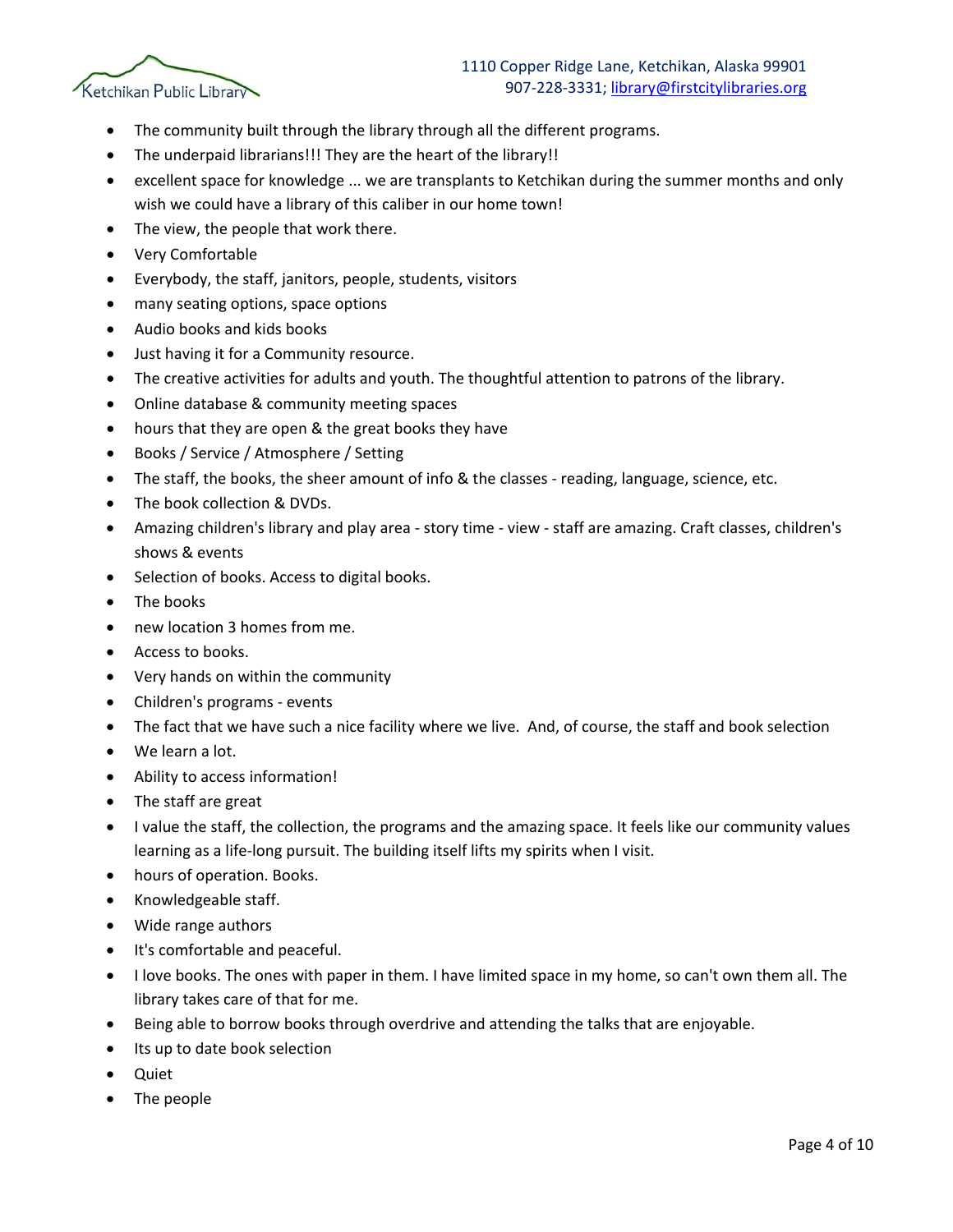- The community built through the library through all the different programs.
- The underpaid librarians!!! They are the heart of the library!!
- excellent space for knowledge ... we are transplants to Ketchikan during the summer months and only wish we could have a library of this caliber in our home town!
- The view, the people that work there.
- Very Comfortable
- Everybody, the staff, janitors, people, students, visitors
- many seating options, space options
- Audio books and kids books
- Just having it for a Community resource.
- The creative activities for adults and youth. The thoughtful attention to patrons of the library.
- Online database & community meeting spaces
- hours that they are open & the great books they have
- Books / Service / Atmosphere / Setting
- The staff, the books, the sheer amount of info & the classes - reading, language, science, etc.
- The book collection & DVDs.
- Amazing children's library and play area - story time - view - staff are amazing. Craft classes, children's shows & events
- Selection of books. Access to digital books.
- The books
- new location 3 homes from me.
- Access to books.
- Very hands on within the community
- Children's programs - events
- The fact that we have such a nice facility where we live. And, of course, the staff and book selection
- We learn a lot.
- Ability to access information!
- The staff are great
- I value the staff, the collection, the programs and the amazing space. It feels like our community values learning as a life-long pursuit. The building itself lifts my spirits when I visit.
- hours of operation. Books.
- Knowledgeable staff.
- Wide range authors
- It's comfortable and peaceful.
- I love books. The ones with paper in them. I have limited space in my home, so can't own them all. The library takes care of that for me.
- Being able to borrow books through overdrive and attending the talks that are enjoyable.
- Its up to date book selection
- Quiet
- The people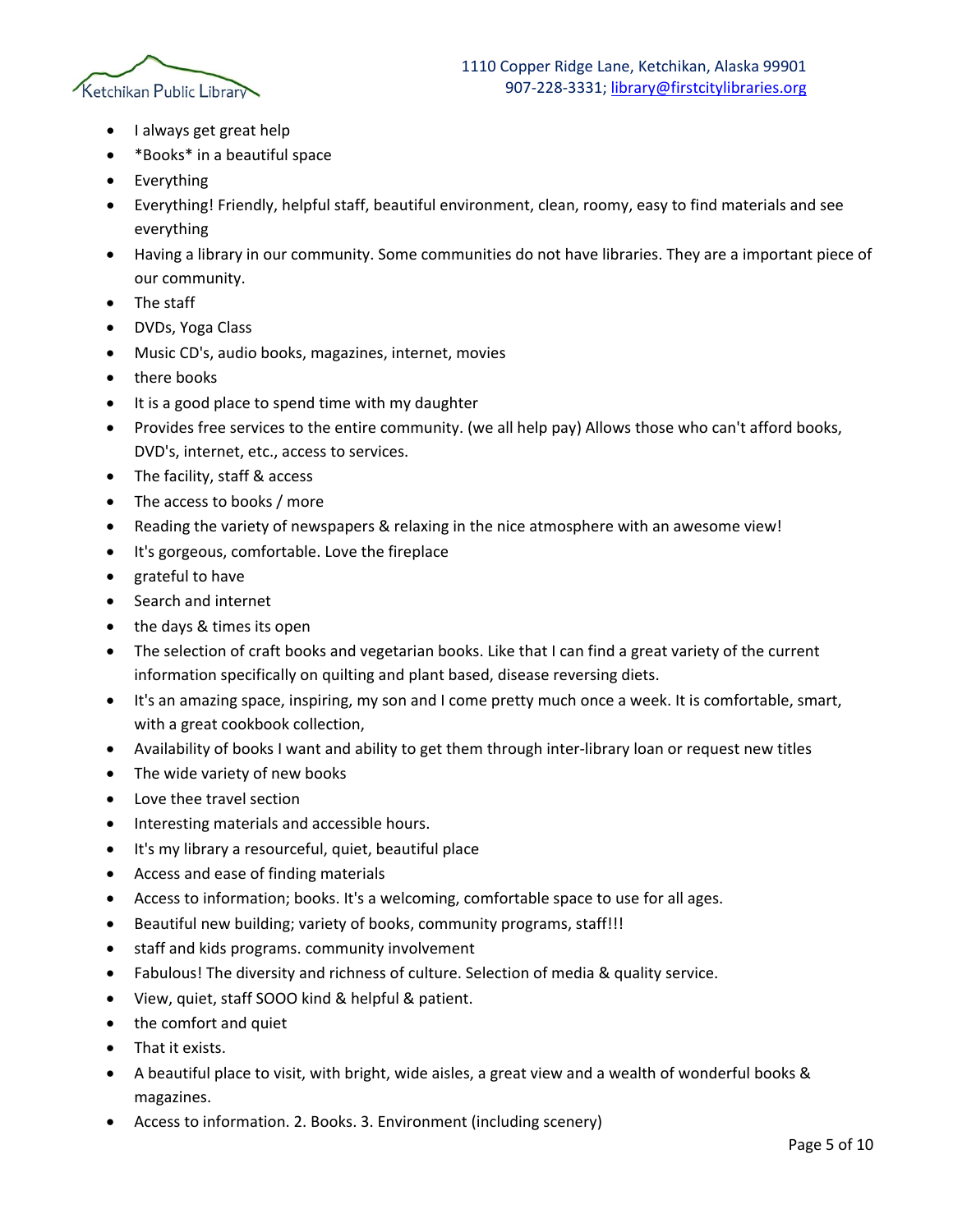- I always get great help
- *Books* in a beautiful space
- Everything
- Everything! Friendly, helpful staff, beautiful environment, clean, roomy, easy to find materials and see everything
- Having a library in our community. Some communities do not have libraries. They are a important piece of our community.
- The staff
- DVDs, Yoga Class
- Music CD's, audio books, magazines, internet, movies
- there books
- It is a good place to spend time with my daughter
- Provides free services to the entire community. (we all help pay) Allows those who can't afford books, DVD's, internet, etc., access to services.
- The facility, staff & access
- The access to books / more
- Reading the variety of newspapers & relaxing in the nice atmosphere with an awesome view!
- It's gorgeous, comfortable. Love the fireplace
- grateful to have
- Search and internet
- the days & times its open
- The selection of craft books and vegetarian books. Like that I can find a great variety of the current information specifically on quilting and plant based, disease reversing diets.
- It's an amazing space, inspiring, my son and I come pretty much once a week. It is comfortable, smart, with a great cookbook collection,
- Availability of books I want and ability to get them through inter-library loan or request new titles
- The wide variety of new books
- Love thee travel section
- Interesting materials and accessible hours.
- It's my library a resourceful, quiet, beautiful place
- Access and ease of finding materials
- Access to information; books. It's a welcoming, comfortable space to use for all ages.
- Beautiful new building; variety of books, community programs, staff!!!
- staff and kids programs. community involvement
- Fabulous! The diversity and richness of culture. Selection of media & quality service.
- View, quiet, staff SOOO kind & helpful & patient.
- the comfort and quiet
- That it exists.
- A beautiful place to visit, with bright, wide aisles, a great view and a wealth of wonderful books & magazines.
- Access to information. 2. Books. 3. Environment (including scenery)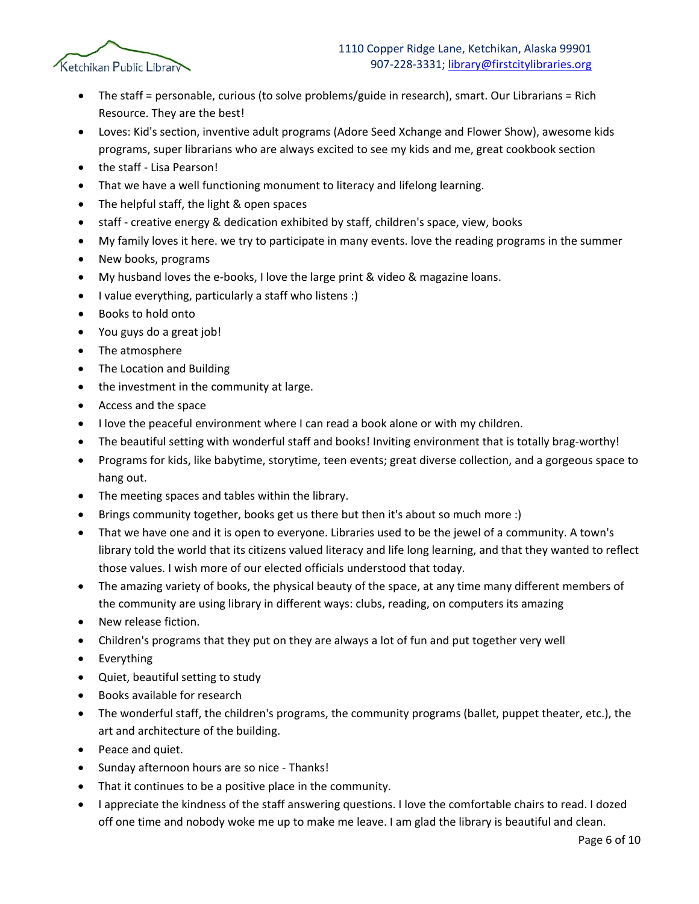- The staff = personable, curious (to solve problems/guide in research), smart. Our Librarians = Rich Resource. They are the best!
- Loves: Kid's section, inventive adult programs (Adore Seed Xchange and Flower Show), awesome kids programs, super librarians who are always excited to see my kids and me, great cookbook section
- the staff - Lisa Pearson!
- That we have a well functioning monument to literacy and lifelong learning.
- The helpful staff, the light & open spaces
- staff - creative energy & dedication exhibited by staff, children's space, view, books
- My family loves it here. we try to participate in many events. love the reading programs in the summer
- New books, programs
- My husband loves the e-books, I love the large print & video & magazine loans.
- I value everything, particularly a staff who listens :)
- Books to hold onto
- You guys do a great job!
- The atmosphere
- The Location and Building
- the investment in the community at large.
- Access and the space
- I love the peaceful environment where I can read a book alone or with my children.
- The beautiful setting with wonderful staff and books! Inviting environment that is totally brag-worthy!
- Programs for kids, like babytime, storytime, teen events; great diverse collection, and a gorgeous space to hang out.
- The meeting spaces and tables within the library.
- Brings community together, books get us there but then it's about so much more :)
- That we have one and it is open to everyone. Libraries used to be the jewel of a community. A town's library told the world that its citizens valued literacy and life long learning, and that they wanted to reflect those values. I wish more of our elected officials understood that today.
- The amazing variety of books, the physical beauty of the space, at any time many different members of the community are using library in different ways: clubs, reading, on computers its amazing
- New release fiction.
- Children's programs that they put on they are always a lot of fun and put together very well
- Everything
- Quiet, beautiful setting to study
- Books available for research
- The wonderful staff, the children's programs, the community programs (ballet, puppet theater, etc.), the art and architecture of the building.
- Peace and quiet.
- Sunday afternoon hours are so nice - Thanks!
- That it continues to be a positive place in the community.
- I appreciate the kindness of the staff answering questions. I love the comfortable chairs to read. I dozed off one time and nobody woke me up to make me leave. I am glad the library is beautiful and clean.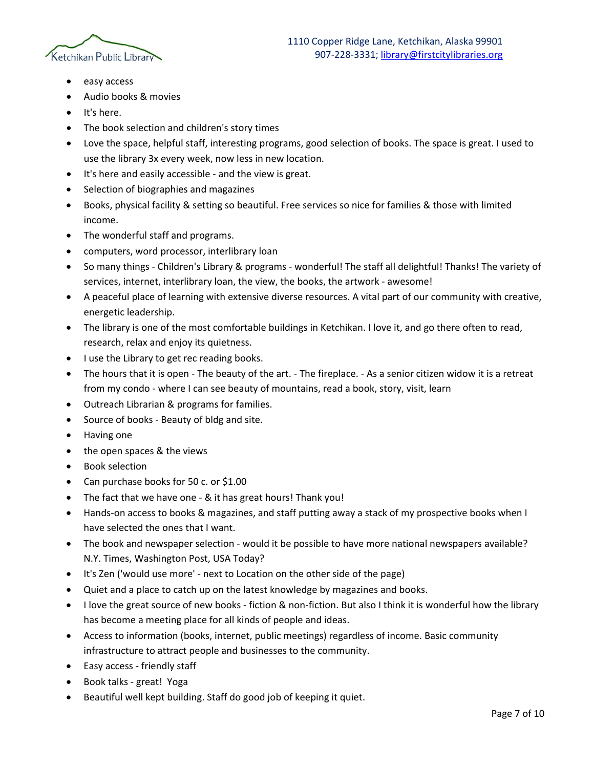- easy access
- Audio books & movies
- It's here.
- The book selection and children's story times
- Love the space, helpful staff, interesting programs, good selection of books. The space is great. I used to use the library 3x every week, now less in new location.
- It's here and easily accessible - and the view is great.
- Selection of biographies and magazines
- Books, physical facility & setting so beautiful. Free services so nice for families & those with limited income.
- The wonderful staff and programs.
- computers, word processor, interlibrary loan
- So many things - Children's Library & programs - wonderful! The staff all delightful! Thanks! The variety of services, internet, interlibrary loan, the view, the books, the artwork - awesome!
- A peaceful place of learning with extensive diverse resources. A vital part of our community with creative, energetic leadership.
- The library is one of the most comfortable buildings in Ketchikan. I love it, and go there often to read, research, relax and enjoy its quietness.
- I use the Library to get rec reading books.
- The hours that it is open - The beauty of the art. - The fireplace. - As a senior citizen widow it is a retreat from my condo - where I can see beauty of mountains, read a book, story, visit, learn
- Outreach Librarian & programs for families.
- Source of books - Beauty of bldg and site.
- Having one
- the open spaces & the views
- Book selection
- Can purchase books for 50 c. or $1.00
- The fact that we have one - & it has great hours! Thank you!
- Hands-on access to books & magazines, and staff putting away a stack of my prospective books when I have selected the ones that I want.
- The book and newspaper selection - would it be possible to have more national newspapers available? N.Y. Times, Washington Post, USA Today?
- It's Zen ('would use more' - next to Location on the other side of the page)
- Quiet and a place to catch up on the latest knowledge by magazines and books.
- I love the great source of new books - fiction & non-fiction. But also I think it is wonderful how the library has become a meeting place for all kinds of people and ideas.
- Access to information (books, internet, public meetings) regardless of income. Basic community infrastructure to attract people and businesses to the community.
- Easy access - friendly staff
- Book talks - great! Yoga
- Beautiful well kept building. Staff do good job of keeping it quiet.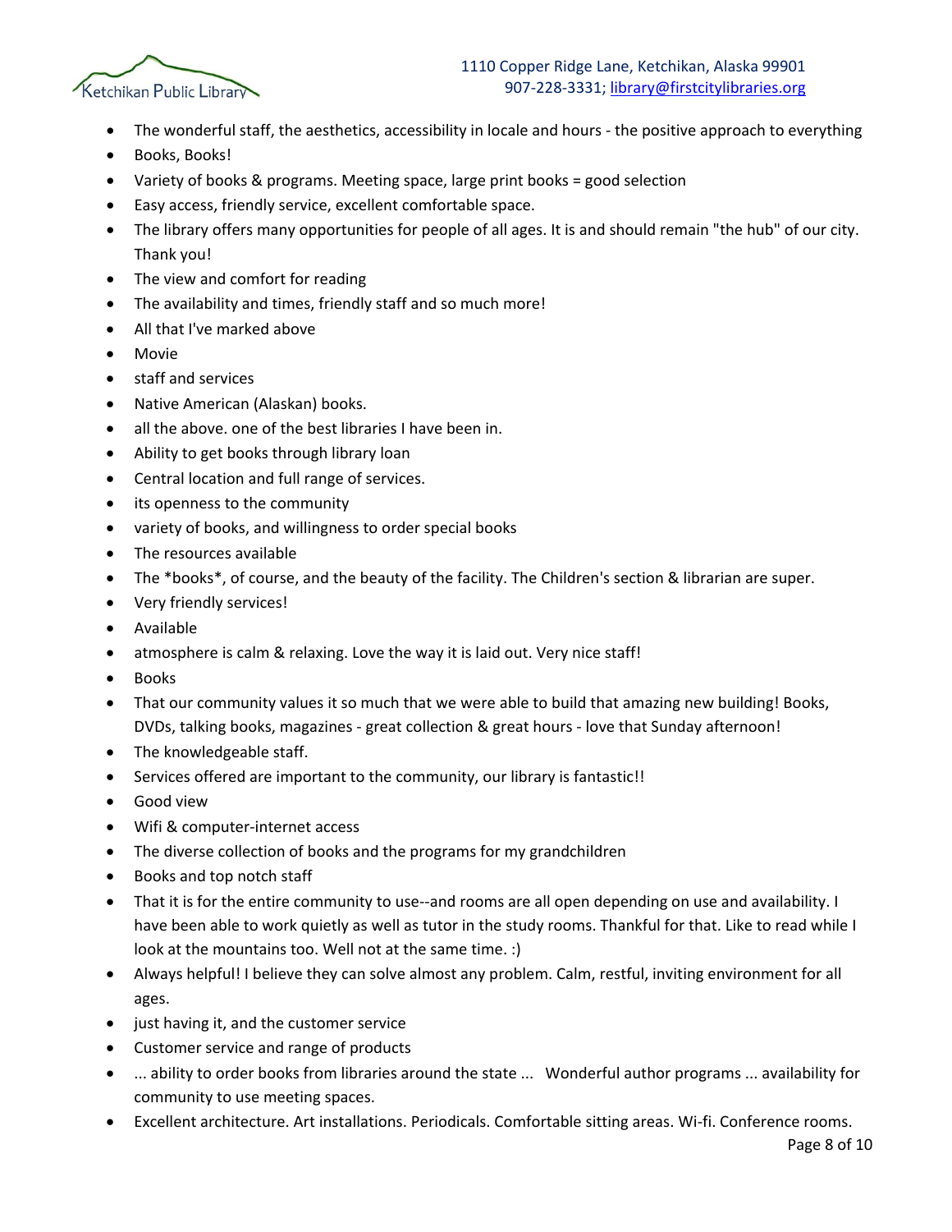- The wonderful staff, the aesthetics, accessibility in locale and hours - the positive approach to everything
- Books, Books!
- Variety of books & programs. Meeting space, large print books = good selection
- Easy access, friendly service, excellent comfortable space.
- The library offers many opportunities for people of all ages. It is and should remain "the hub" of our city. Thank you!
- The view and comfort for reading
- The availability and times, friendly staff and so much more!
- All that I've marked above
- Movie
- staff and services
- Native American (Alaskan) books.
- all the above. one of the best libraries I have been in.
- Ability to get books through library loan
- Central location and full range of services.
- its openness to the community
- variety of books, and willingness to order special books
- The resources available
- The *books*, of course, and the beauty of the facility. The Children's section & librarian are super.
- Very friendly services!
- Available
- atmosphere is calm & relaxing. Love the way it is laid out. Very nice staff!
- Books
- That our community values it so much that we were able to build that amazing new building! Books, DVDs, talking books, magazines - great collection & great hours - love that Sunday afternoon!
- The knowledgeable staff.
- Services offered are important to the community, our library is fantastic!!
- Good view
- Wifi & computer-internet access
- The diverse collection of books and the programs for my grandchildren
- Books and top notch staff
- That it is for the entire community to use--and rooms are all open depending on use and availability. I have been able to work quietly as well as tutor in the study rooms. Thankful for that. Like to read while I look at the mountains too. Well not at the same time. :)
- Always helpful! I believe they can solve almost any problem. Calm, restful, inviting environment for all ages.
- just having it, and the customer service
- Customer service and range of products
- ... ability to order books from libraries around the state ... Wonderful author programs ... availability for community to use meeting spaces.
- Excellent architecture. Art installations. Periodicals. Comfortable sitting areas. Wi-fi. Conference rooms.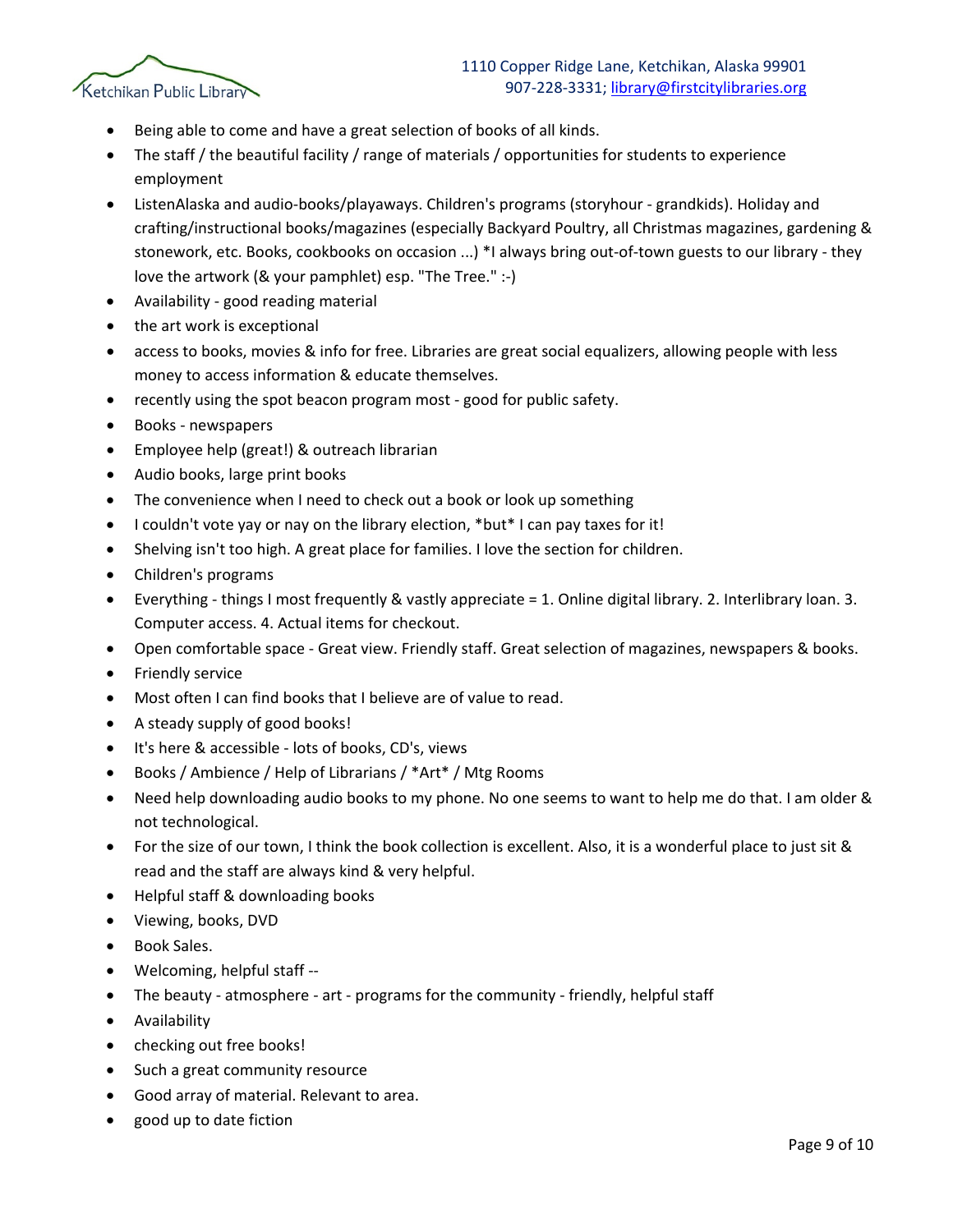- Being able to come and have a great selection of books of all kinds.
- The staff / the beautiful facility / range of materials / opportunities for students to experience employment
- ListenAlaska and audio-books/playaways. Children's programs (storyhour - grandkids). Holiday and crafting/instructional books/magazines (especially Backyard Poultry, all Christmas magazines, gardening & stonework, etc. Books, cookbooks on occasion ...) *I always bring out-of-town guests to our library - they love the artwork (& your pamphlet) esp. "The Tree." :-)
- Availability - good reading material
- the art work is exceptional
- access to books, movies & info for free. Libraries are great social equalizers, allowing people with less money to access information & educate themselves.
- recently using the spot beacon program most - good for public safety.
- Books - newspapers
- Employee help (great!) & outreach librarian
- Audio books, large print books
- The convenience when I need to check out a book or look up something
- I couldn't vote yay or nay on the library election, *but* I can pay taxes for it!
- Shelving isn't too high. A great place for families. I love the section for children.
- Children's programs
- Everything - things I most frequently & vastly appreciate = 1. Online digital library. 2. Interlibrary loan. 3. Computer access. 4. Actual items for checkout.
- Open comfortable space - Great view. Friendly staff. Great selection of magazines, newspapers & books.
- Friendly service
- Most often I can find books that I believe are of value to read.
- A steady supply of good books!
- It's here & accessible - lots of books, CD's, views
- Books / Ambience / Help of Librarians / *Art* / Mtg Rooms
- Need help downloading audio books to my phone. No one seems to want to help me do that. I am older & not technological.
- For the size of our town, I think the book collection is excellent. Also, it is a wonderful place to just sit & read and the staff are always kind & very helpful.
- Helpful staff & downloading books
- Viewing, books, DVD
- Book Sales.
- Welcoming, helpful staff --
- The beauty - atmosphere - art - programs for the community - friendly, helpful staff
- Availability
- checking out free books!
- Such a great community resource
- Good array of material. Relevant to area.
- good up to date fiction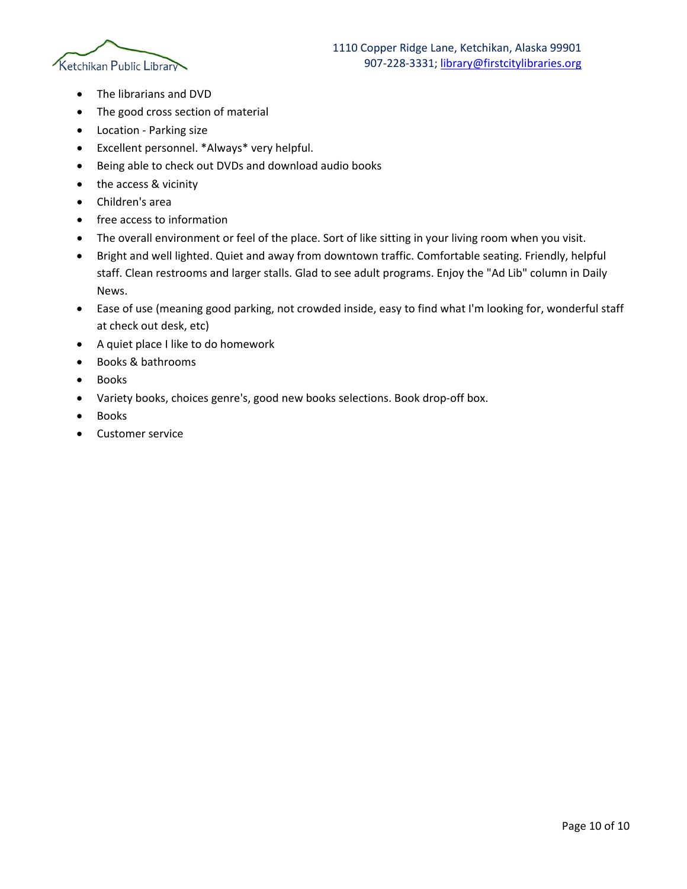- The librarians and DVD
- The good cross section of material
- Location - Parking size
- Excellent personnel. *Always* very helpful.
- Being able to check out DVDs and download audio books
- the access & vicinity
- Children's area
- free access to information
- The overall environment or feel of the place. Sort of like sitting in your living room when you visit.
- Bright and well lighted. Quiet and away from downtown traffic. Comfortable seating. Friendly, helpful staff. Clean restrooms and larger stalls. Glad to see adult programs. Enjoy the "Ad Lib" column in Daily News.
- Ease of use (meaning good parking, not crowded inside, easy to find what I'm looking for, wonderful staff at check out desk, etc)
- A quiet place I like to do homework
- Books & bathrooms
- Books
- Variety books, choices genre's, good new books selections. Book drop-off box.
- Books
- Customer service